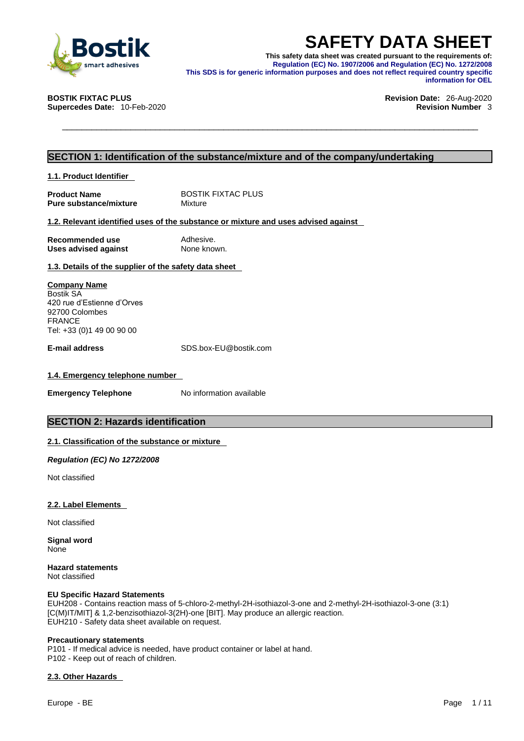# SAFETY DATA SHEET

**This safety data sheet was created pursuant to the requirements of:**
**Regulation (EC) No. 1907/2006 and Regulation (EC) No. 1272/2008**
**This SDS is for generic information purposes and does not reflect required country specific information for OEL**

**BOSTIK FIXTAC PLUS**
**Supercedes Date:** 10-Feb-2020

**Revision Date:** 26-Aug-2020
**Revision Number** 3

## SECTION 1: Identification of the substance/mixture and of the company/undertaking

### 1.1. Product Identifier

| | |
|---|---|
| **Product Name** | BOSTIK FIXTAC PLUS |
| **Pure substance/mixture** | Mixture |

### 1.2. Relevant identified uses of the substance or mixture and uses advised against

| | |
|---|---|
| **Recommended use** | Adhesive. |
| **Uses advised against** | None known. |

### 1.3. Details of the supplier of the safety data sheet

**Company Name**
Bostik SA
420 rue d'Estienne d'Orves
92700 Colombes
FRANCE
Tel: +33 (0)1 49 00 90 00

**E-mail address** SDS.box-EU@bostik.com

### 1.4. Emergency telephone number

**Emergency Telephone** No information available

## SECTION 2: Hazards identification

### 2.1. Classification of the substance or mixture

***Regulation (EC) No 1272/2008***

Not classified

### 2.2. Label Elements

Not classified

**Signal word**
None

**Hazard statements**
Not classified

**EU Specific Hazard Statements**
EUH208 - Contains reaction mass of 5-chloro-2-methyl-2H-isothiazol-3-one and 2-methyl-2H-isothiazol-3-one (3:1) [C(M)IT/MIT] & 1,2-benzisothiazol-3(2H)-one [BIT]. May produce an allergic reaction.
EUH210 - Safety data sheet available on request.

**Precautionary statements**
P101 - If medical advice is needed, have product container or label at hand.
P102 - Keep out of reach of children.

### 2.3. Other Hazards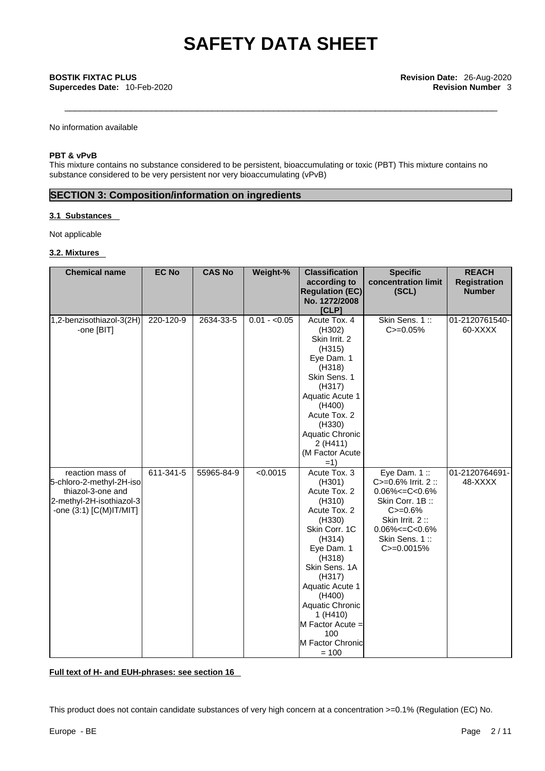No information available

**PBT & vPvB**

This mixture contains no substance considered to be persistent, bioaccumulating or toxic (PBT) This mixture contains no substance considered to be very persistent nor very bioaccumulating (vPvB)

## SECTION 3: Composition/information on ingredients

**3.1 Substances**

Not applicable

**3.2. Mixtures**

| Chemical name | EC No | CAS No | Weight-% | Classification according to Regulation (EC) No. 1272/2008 [CLP] | Specific concentration limit (SCL) | REACH Registration Number |
|---|---|---|---|---|---|---|
| 1,2-benzisothiazol-3(2H)-one [BIT] | 220-120-9 | 2634-33-5 | 0.01 - <0.05 | Acute Tox. 4 (H302) Skin Irrit. 2 (H315) Eye Dam. 1 (H318) Skin Sens. 1 (H317) Aquatic Acute 1 (H400) Acute Tox. 2 (H330) Aquatic Chronic 2 (H411) (M Factor Acute =1) | Skin Sens. 1 :: C>=0.05% | 01-2120761540-60-XXXX |
| reaction mass of 5-chloro-2-methyl-2H-isothiazol-3-one and 2-methyl-2H-isothiazol-3-one (3:1) [C(M)IT/MIT] | 611-341-5 | 55965-84-9 | <0.0015 | Acute Tox. 3 (H301) Acute Tox. 2 (H310) Acute Tox. 2 (H330) Skin Corr. 1C (H314) Eye Dam. 1 (H318) Skin Sens. 1A (H317) Aquatic Acute 1 (H400) Aquatic Chronic 1 (H410) M Factor Acute = 100 M Factor Chronic = 100 | Eye Dam. 1 :: C>=0.6% Irrit. 2 :: 0.06%<=C<0.6% Skin Corr. 1B :: C>=0.6% Skin Irrit. 2 :: 0.06%<=C<0.6% Skin Sens. 1 :: C>=0.0015% | 01-2120764691-48-XXXX |

**Full text of H- and EUH-phrases: see section 16**

This product does not contain candidate substances of very high concern at a concentration >=0.1% (Regulation (EC) No.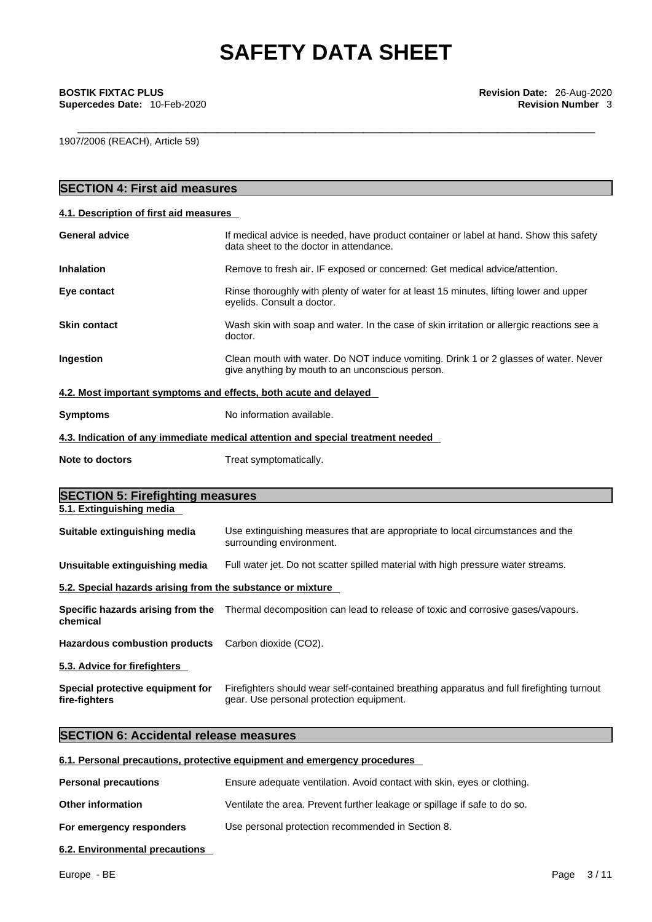1907/2006 (REACH), Article 59)

## SECTION 4: First aid measures

### 4.1. Description of first aid measures

| | |
|---|---|
| **General advice** | If medical advice is needed, have product container or label at hand. Show this safety data sheet to the doctor in attendance. |
| **Inhalation** | Remove to fresh air. IF exposed or concerned: Get medical advice/attention. |
| **Eye contact** | Rinse thoroughly with plenty of water for at least 15 minutes, lifting lower and upper eyelids. Consult a doctor. |
| **Skin contact** | Wash skin with soap and water. In the case of skin irritation or allergic reactions see a doctor. |
| **Ingestion** | Clean mouth with water. Do NOT induce vomiting. Drink 1 or 2 glasses of water. Never give anything by mouth to an unconscious person. |

### 4.2. Most important symptoms and effects, both acute and delayed

| | |
|---|---|
| **Symptoms** | No information available. |

### 4.3. Indication of any immediate medical attention and special treatment needed

| | |
|---|---|
| **Note to doctors** | Treat symptomatically. |

## SECTION 5: Firefighting measures

### 5.1. Extinguishing media

| | |
|---|---|
| **Suitable extinguishing media** | Use extinguishing measures that are appropriate to local circumstances and the surrounding environment. |
| **Unsuitable extinguishing media** | Full water jet. Do not scatter spilled material with high pressure water streams. |

### 5.2. Special hazards arising from the substance or mixture

| | |
|---|---|
| **Specific hazards arising from the chemical** | Thermal decomposition can lead to release of toxic and corrosive gases/vapours. |
| **Hazardous combustion products** | Carbon dioxide ($CO_2$). |

### 5.3. Advice for firefighters

| | |
|---|---|
| **Special protective equipment for fire-fighters** | Firefighters should wear self-contained breathing apparatus and full firefighting turnout gear. Use personal protection equipment. |

## SECTION 6: Accidental release measures

### 6.1. Personal precautions, protective equipment and emergency procedures

| | |
|---|---|
| **Personal precautions** | Ensure adequate ventilation. Avoid contact with skin, eyes or clothing. |
| **Other information** | Ventilate the area. Prevent further leakage or spillage if safe to do so. |
| **For emergency responders** | Use personal protection recommended in Section 8. |

### 6.2. Environmental precautions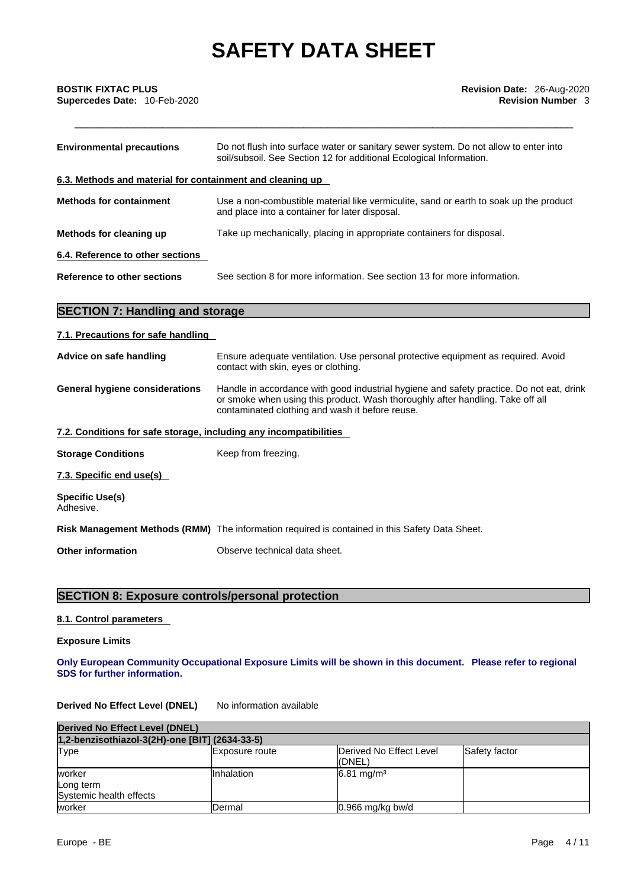**Environmental precautions** Do not flush into surface water or sanitary sewer system. Do not allow to enter into soil/subsoil. See Section 12 for additional Ecological Information.

**6.3. Methods and material for containment and cleaning up**

**Methods for containment** Use a non-combustible material like vermiculite, sand or earth to soak up the product and place into a container for later disposal.

**Methods for cleaning up** Take up mechanically, placing in appropriate containers for disposal.

**6.4. Reference to other sections**

**Reference to other sections** See section 8 for more information. See section 13 for more information.

## SECTION 7: Handling and storage

**7.1. Precautions for safe handling**

**Advice on safe handling** Ensure adequate ventilation. Use personal protective equipment as required. Avoid contact with skin, eyes or clothing.

**General hygiene considerations** Handle in accordance with good industrial hygiene and safety practice. Do not eat, drink or smoke when using this product. Wash thoroughly after handling. Take off all contaminated clothing and wash it before reuse.

**7.2. Conditions for safe storage, including any incompatibilities**

**Storage Conditions** Keep from freezing.

**7.3. Specific end use(s)**

**Specific Use(s)**
Adhesive.

**Risk Management Methods (RMM)** The information required is contained in this Safety Data Sheet.

**Other information** Observe technical data sheet.

## SECTION 8: Exposure controls/personal protection

**8.1. Control parameters**

**Exposure Limits**

**Only European Community Occupational Exposure Limits will be shown in this document. Please refer to regional SDS for further information.**

**Derived No Effect Level (DNEL)** No information available

| **Derived No Effect Level (DNEL)** | | | |
|---|---|---|---|
| **1,2-benzisothiazol-3(2H)-one [BIT] (2634-33-5)** | | | |
| Type | Exposure route | Derived No Effect Level (DNEL) | Safety factor |
| worker<br>Long term<br>Systemic health effects | Inhalation | 6.81 mg/m³ | |
| worker | Dermal | 0.966 mg/kg bw/d | |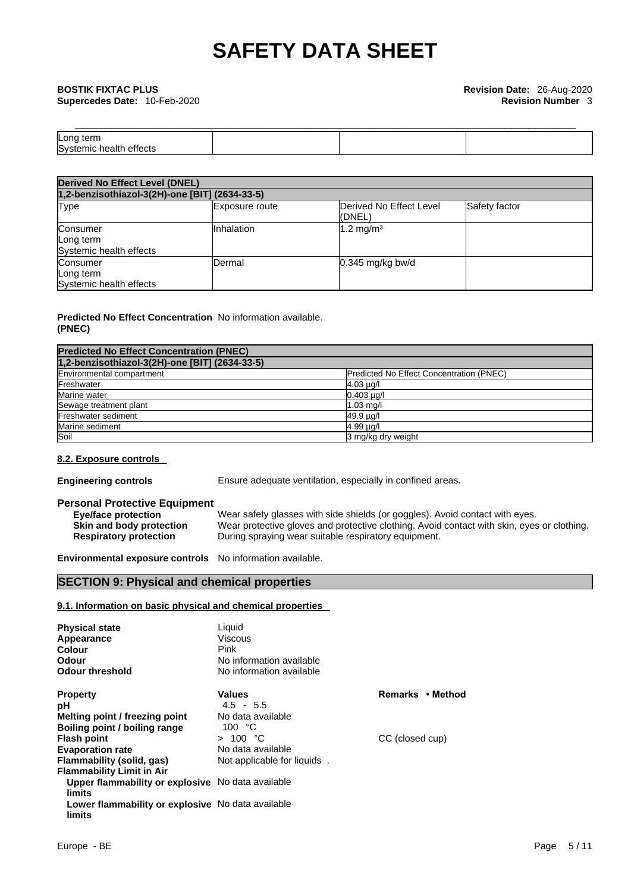| Long term Systemic health effects | | | |
|---|---|---|---|

| Derived No Effect Level (DNEL) | | | |
|---|---|---|---|
| 1,2-benzisothiazol-3(2H)-one [BIT] (2634-33-5) | | | |
| Type | Exposure route | Derived No Effect Level (DNEL) | Safety factor |
| Consumer Long term Systemic health effects | Inhalation | 1.2 mg/m³ | |
| Consumer Long term Systemic health effects | Dermal | 0.345 mg/kg bw/d | |

**Predicted No Effect Concentration (PNEC)** No information available.

| Predicted No Effect Concentration (PNEC) | |
|---|---|
| 1,2-benzisothiazol-3(2H)-one [BIT] (2634-33-5) | |
| Environmental compartment | Predicted No Effect Concentration (PNEC) |
| Freshwater | 4.03 µg/l |
| Marine water | 0.403 µg/l |
| Sewage treatment plant | 1.03 mg/l |
| Freshwater sediment | 49.9 µg/l |
| Marine sediment | 4.99 µg/l |
| Soil | 3 mg/kg dry weight |

### 8.2. Exposure controls

**Engineering controls** Ensure adequate ventilation, especially in confined areas.

**Personal Protective Equipment**

- **Eye/face protection** Wear safety glasses with side shields (or goggles). Avoid contact with eyes.
- **Skin and body protection** Wear protective gloves and protective clothing. Avoid contact with skin, eyes or clothing.
- **Respiratory protection** During spraying wear suitable respiratory equipment.

**Environmental exposure controls** No information available.

## SECTION 9: Physical and chemical properties

### 9.1. Information on basic physical and chemical properties

| | |
|---|---|
| **Physical state** | Liquid |
| **Appearance** | Viscous |
| **Colour** | Pink |
| **Odour** | No information available |
| **Odour threshold** | No information available |

| **Property** | **Values** | **Remarks • Method** |
|---|---|---|
| **pH** | 4.5 - 5.5 | |
| **Melting point / freezing point** | No data available | |
| **Boiling point / boiling range** | 100 °C | |
| **Flash point** | > 100 °C | CC (closed cup) |
| **Evaporation rate** | No data available | |
| **Flammability (solid, gas)** | Not applicable for liquids . | |
| **Flammability Limit in Air** | | |
| **Upper flammability or explosive limits** | No data available | |
| **Lower flammability or explosive limits** | No data available | |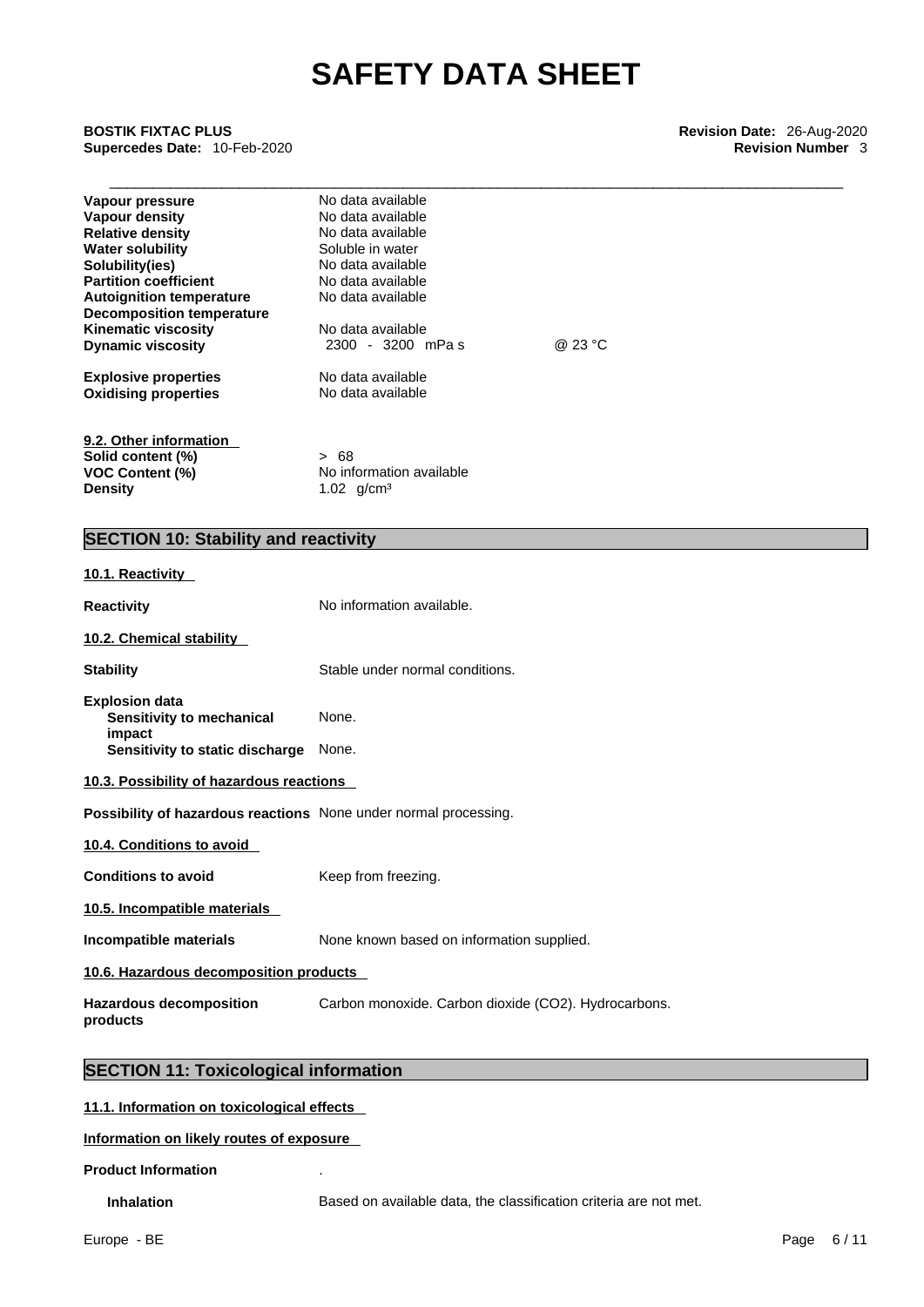| | | |
|---|---|---|
| **Vapour pressure** | No data available | |
| **Vapour density** | No data available | |
| **Relative density** | No data available | |
| **Water solubility** | Soluble in water | |
| **Solubility(ies)** | No data available | |
| **Partition coefficient** | No data available | |
| **Autoignition temperature** | No data available | |
| **Decomposition temperature** | | |
| **Kinematic viscosity** | No data available | |
| **Dynamic viscosity** | 2300 - 3200 mPa s | @ 23 °C |
| **Explosive properties** | No data available | |
| **Oxidising properties** | No data available | |

**9.2. Other information**

| | |
|---|---|
| **Solid content (%)** | > 68 |
| **VOC Content (%)** | No information available |
| **Density** | 1.02 g/cm³ |

## SECTION 10: Stability and reactivity

**10.1. Reactivity**

**Reactivity** No information available.

**10.2. Chemical stability**

**Stability** Stable under normal conditions.

**Explosion data**
- **Sensitivity to mechanical impact** None.
- **Sensitivity to static discharge** None.

**10.3. Possibility of hazardous reactions**

**Possibility of hazardous reactions** None under normal processing.

**10.4. Conditions to avoid**

**Conditions to avoid** Keep from freezing.

**10.5. Incompatible materials**

**Incompatible materials** None known based on information supplied.

**10.6. Hazardous decomposition products**

**Hazardous decomposition products** Carbon monoxide. Carbon dioxide ($CO_2$). Hydrocarbons.

## SECTION 11: Toxicological information

**11.1. Information on toxicological effects**

**Information on likely routes of exposure**

**Product Information** .

**Inhalation** Based on available data, the classification criteria are not met.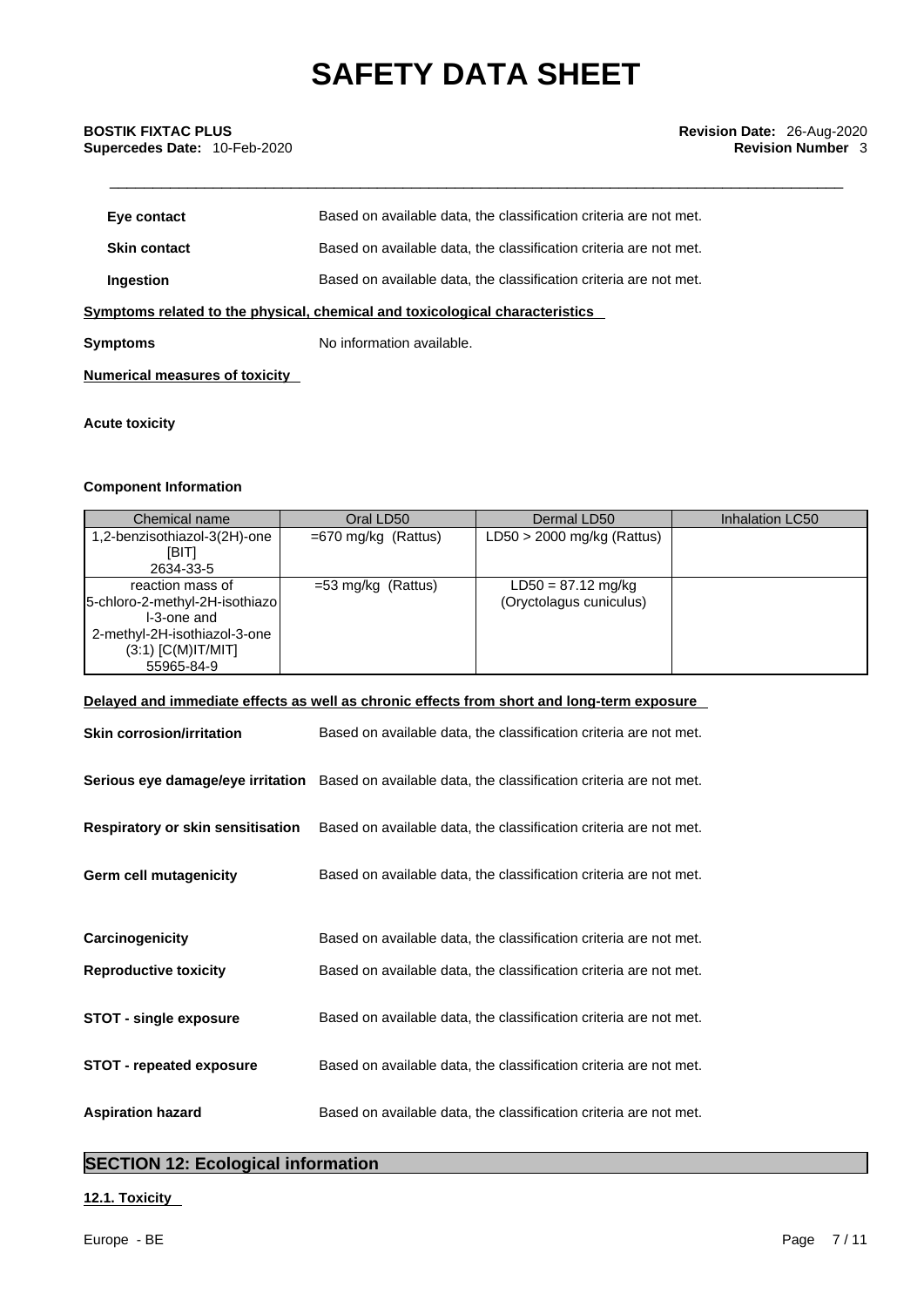| | |
|---|---|
| **Eye contact** | Based on available data, the classification criteria are not met. |
| **Skin contact** | Based on available data, the classification criteria are not met. |
| **Ingestion** | Based on available data, the classification criteria are not met. |

**Symptoms related to the physical, chemical and toxicological characteristics**

**Symptoms** No information available.

**Numerical measures of toxicity**

**Acute toxicity**

**Component Information**

| Chemical name | Oral LD50 | Dermal LD50 | Inhalation LC50 |
|---|---|---|---|
| 1,2-benzisothiazol-3(2H)-one [BIT] 2634-33-5 | =670 mg/kg (Rattus) | LD50 > 2000 mg/kg (Rattus) | |
| reaction mass of 5-chloro-2-methyl-2H-isothiazol-3-one and 2-methyl-2H-isothiazol-3-one (3:1) [C(M)IT/MIT] 55965-84-9 | =53 mg/kg (Rattus) | LD50 = 87.12 mg/kg (Oryctolagus cuniculus) | |

**Delayed and immediate effects as well as chronic effects from short and long-term exposure**

| | |
|---|---|
| **Skin corrosion/irritation** | Based on available data, the classification criteria are not met. |
| **Serious eye damage/eye irritation** | Based on available data, the classification criteria are not met. |
| **Respiratory or skin sensitisation** | Based on available data, the classification criteria are not met. |
| **Germ cell mutagenicity** | Based on available data, the classification criteria are not met. |
| **Carcinogenicity** | Based on available data, the classification criteria are not met. |
| **Reproductive toxicity** | Based on available data, the classification criteria are not met. |
| **STOT - single exposure** | Based on available data, the classification criteria are not met. |
| **STOT - repeated exposure** | Based on available data, the classification criteria are not met. |
| **Aspiration hazard** | Based on available data, the classification criteria are not met. |

## SECTION 12: Ecological information

### 12.1. Toxicity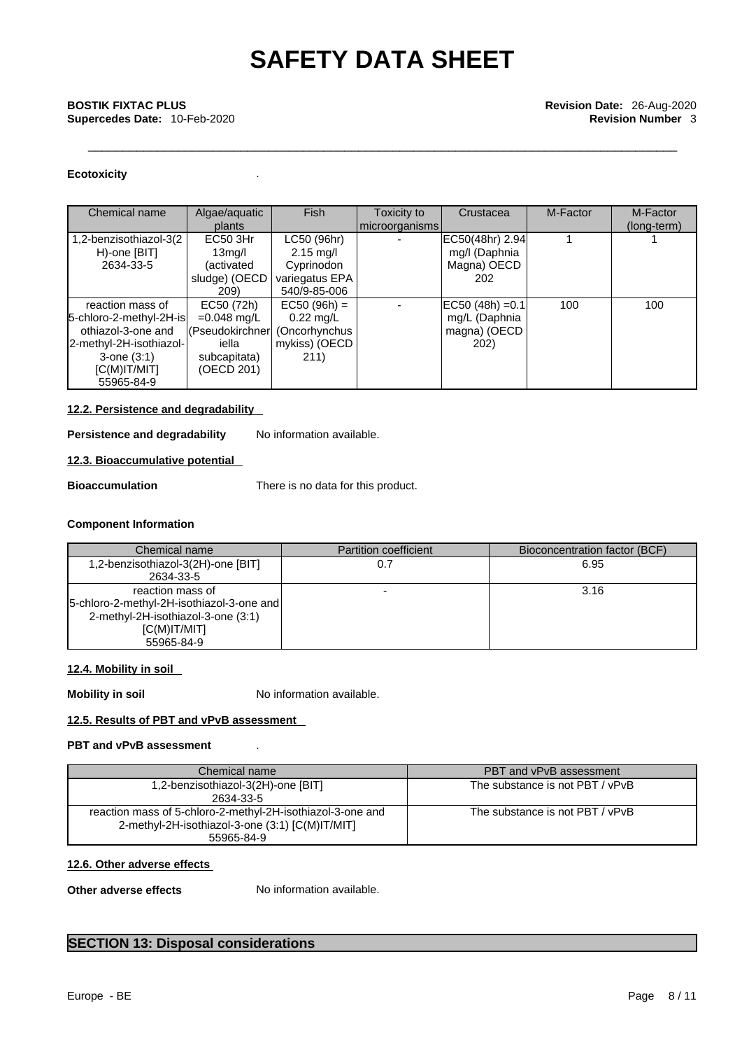**Ecotoxicity** .

| Chemical name | Algae/aquatic plants | Fish | Toxicity to microorganisms | Crustacea | M-Factor | M-Factor (long-term) |
|---|---|---|---|---|---|---|
| 1,2-benzisothiazol-3(2H)-one [BIT] 2634-33-5 | EC50 3Hr 13mg/l (activated sludge) (OECD 209) | LC50 (96hr) 2.15 mg/l Cyprinodon variegatus EPA 540/9-85-006 | - | EC50(48hr) 2.94 mg/l (Daphnia Magna) OECD 202 | 1 | 1 |
| reaction mass of 5-chloro-2-methyl-2H-isothiazol-3-one and 2-methyl-2H-isothiazol-3-one (3:1) [C(M)IT/MIT] 55965-84-9 | EC50 (72h) =0.048 mg/L (Pseudokirchneriella subcapitata) (OECD 201) | EC50 (96h) = 0.22 mg/L (Oncorhynchus mykiss) (OECD 211) | - | EC50 (48h) =0.1 mg/L (Daphnia magna) (OECD 202) | 100 | 100 |

**12.2. Persistence and degradability**

**Persistence and degradability** No information available.

**12.3. Bioaccumulative potential**

**Bioaccumulation** There is no data for this product.

**Component Information**

| Chemical name | Partition coefficient | Bioconcentration factor (BCF) |
|---|---|---|
| 1,2-benzisothiazol-3(2H)-one [BIT] 2634-33-5 | 0.7 | 6.95 |
| reaction mass of 5-chloro-2-methyl-2H-isothiazol-3-one and 2-methyl-2H-isothiazol-3-one (3:1) [C(M)IT/MIT] 55965-84-9 | - | 3.16 |

**12.4. Mobility in soil**

**Mobility in soil** No information available.

**12.5. Results of PBT and vPvB assessment**

**PBT and vPvB assessment** .

| Chemical name | PBT and vPvB assessment |
|---|---|
| 1,2-benzisothiazol-3(2H)-one [BIT] 2634-33-5 | The substance is not PBT / vPvB |
| reaction mass of 5-chloro-2-methyl-2H-isothiazol-3-one and 2-methyl-2H-isothiazol-3-one (3:1) [C(M)IT/MIT] 55965-84-9 | The substance is not PBT / vPvB |

**12.6. Other adverse effects**

**Other adverse effects** No information available.

## SECTION 13: Disposal considerations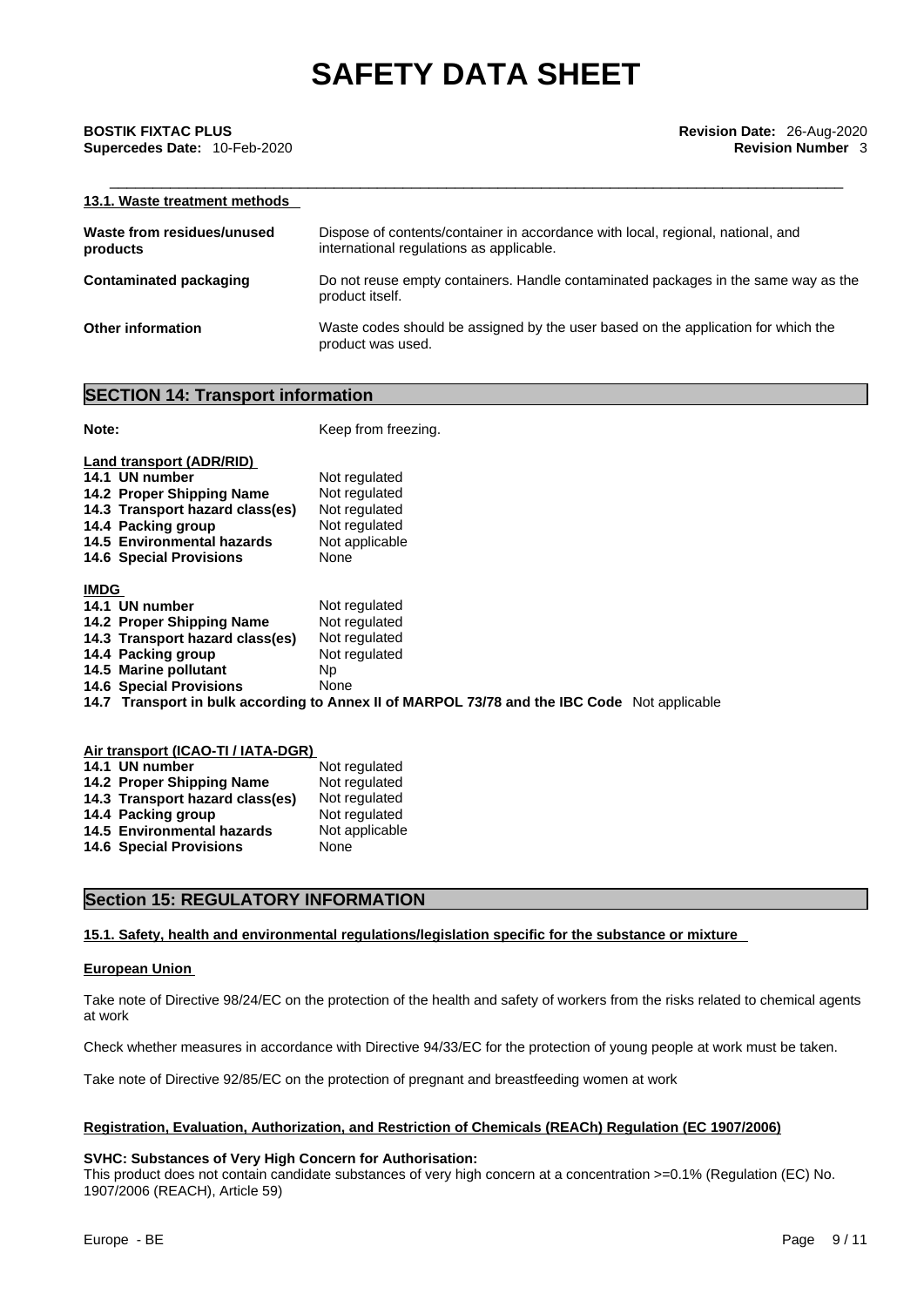#### 13.1. Waste treatment methods

| | |
|---|---|
| **Waste from residues/unused products** | Dispose of contents/container in accordance with local, regional, national, and international regulations as applicable. |
| **Contaminated packaging** | Do not reuse empty containers. Handle contaminated packages in the same way as the product itself. |
| **Other information** | Waste codes should be assigned by the user based on the application for which the product was used. |

## SECTION 14: Transport information

**Note:** Keep from freezing.

**Land transport (ADR/RID)**

| | |
|---|---|
| **14.1 UN number** | Not regulated |
| **14.2 Proper Shipping Name** | Not regulated |
| **14.3 Transport hazard class(es)** | Not regulated |
| **14.4 Packing group** | Not regulated |
| **14.5 Environmental hazards** | Not applicable |
| **14.6 Special Provisions** | None |

**IMDG**

| | |
|---|---|
| **14.1 UN number** | Not regulated |
| **14.2 Proper Shipping Name** | Not regulated |
| **14.3 Transport hazard class(es)** | Not regulated |
| **14.4 Packing group** | Not regulated |
| **14.5 Marine pollutant** | Np |
| **14.6 Special Provisions** | None |

**14.7 Transport in bulk according to Annex II of MARPOL 73/78 and the IBC Code** Not applicable

**Air transport (ICAO-TI / IATA-DGR)**

| | |
|---|---|
| **14.1 UN number** | Not regulated |
| **14.2 Proper Shipping Name** | Not regulated |
| **14.3 Transport hazard class(es)** | Not regulated |
| **14.4 Packing group** | Not regulated |
| **14.5 Environmental hazards** | Not applicable |
| **14.6 Special Provisions** | None |

## Section 15: REGULATORY INFORMATION

#### 15.1. Safety, health and environmental regulations/legislation specific for the substance or mixture

**European Union**

Take note of Directive 98/24/EC on the protection of the health and safety of workers from the risks related to chemical agents at work

Check whether measures in accordance with Directive 94/33/EC for the protection of young people at work must be taken.

Take note of Directive 92/85/EC on the protection of pregnant and breastfeeding women at work

**Registration, Evaluation, Authorization, and Restriction of Chemicals (REACh) Regulation (EC 1907/2006)**

**SVHC: Substances of Very High Concern for Authorisation:**
This product does not contain candidate substances of very high concern at a concentration >=0.1% (Regulation (EC) No. 1907/2006 (REACH), Article 59)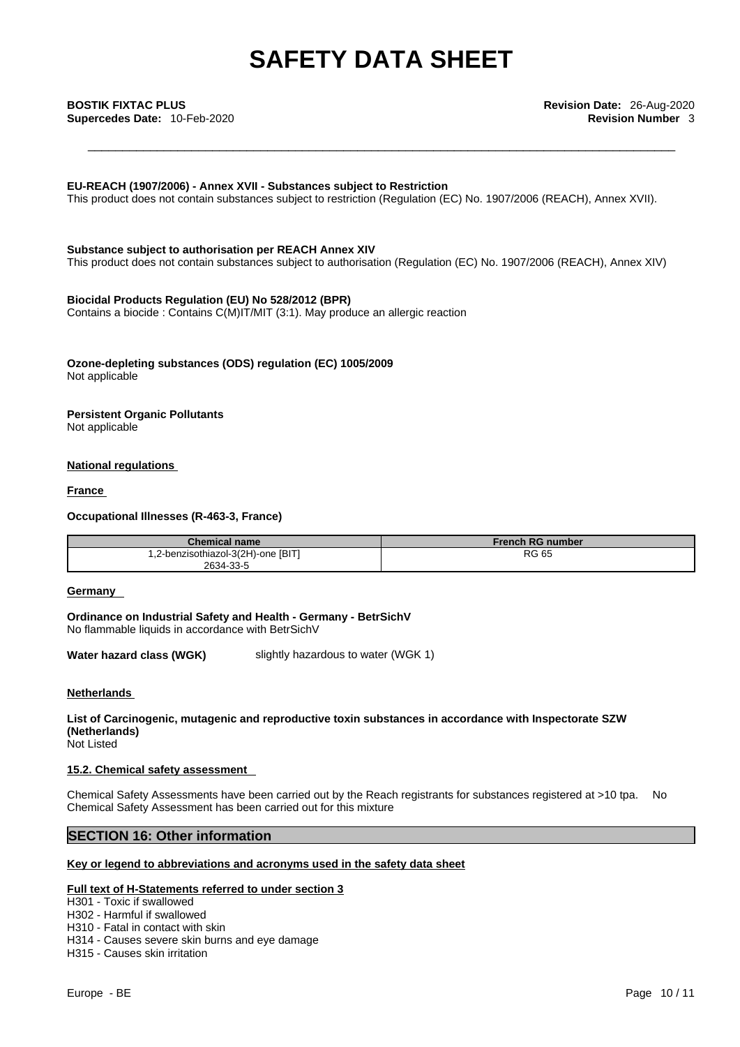**EU-REACH (1907/2006) - Annex XVII - Substances subject to Restriction**
This product does not contain substances subject to restriction (Regulation (EC) No. 1907/2006 (REACH), Annex XVII).

**Substance subject to authorisation per REACH Annex XIV**
This product does not contain substances subject to authorisation (Regulation (EC) No. 1907/2006 (REACH), Annex XIV)

**Biocidal Products Regulation (EU) No 528/2012 (BPR)**
Contains a biocide : Contains C(M)IT/MIT (3:1). May produce an allergic reaction

**Ozone-depleting substances (ODS) regulation (EC) 1005/2009**
Not applicable

**Persistent Organic Pollutants**
Not applicable

**National regulations**

**France**

**Occupational Illnesses (R-463-3, France)**

| Chemical name | French RG number |
|---|---|
| 1,2-benzisothiazol-3(2H)-one [BIT]<br>2634-33-5 | RG 65 |

**Germany**

**Ordinance on Industrial Safety and Health - Germany - BetrSichV**
No flammable liquids in accordance with BetrSichV

**Water hazard class (WGK)** slightly hazardous to water (WGK 1)

**Netherlands**

**List of Carcinogenic, mutagenic and reproductive toxin substances in accordance with Inspectorate SZW (Netherlands)**
Not Listed

**15.2. Chemical safety assessment**

Chemical Safety Assessments have been carried out by the Reach registrants for substances registered at >10 tpa. No Chemical Safety Assessment has been carried out for this mixture

## SECTION 16: Other information

**Key or legend to abbreviations and acronyms used in the safety data sheet**

**Full text of H-Statements referred to under section 3**
H301 - Toxic if swallowed
H302 - Harmful if swallowed
H310 - Fatal in contact with skin
H314 - Causes severe skin burns and eye damage
H315 - Causes skin irritation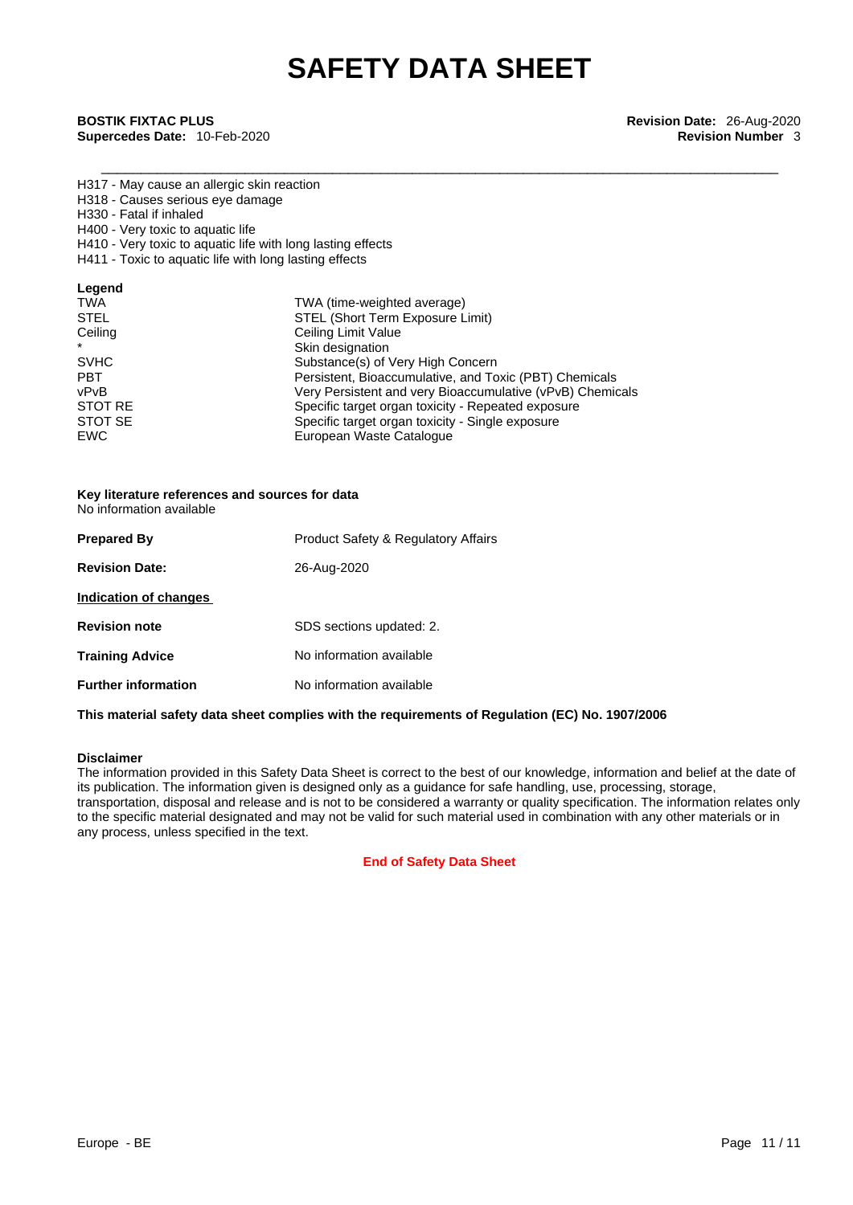H317 - May cause an allergic skin reaction
H318 - Causes serious eye damage
H330 - Fatal if inhaled
H400 - Very toxic to aquatic life
H410 - Very toxic to aquatic life with long lasting effects
H411 - Toxic to aquatic life with long lasting effects

**Legend**

| | |
|---|---|
| TWA | TWA (time-weighted average) |
| STEL | STEL (Short Term Exposure Limit) |
| Ceiling | Ceiling Limit Value |
| * | Skin designation |
| SVHC | Substance(s) of Very High Concern |
| PBT | Persistent, Bioaccumulative, and Toxic (PBT) Chemicals |
| vPvB | Very Persistent and very Bioaccumulative (vPvB) Chemicals |
| STOT RE | Specific target organ toxicity - Repeated exposure |
| STOT SE | Specific target organ toxicity - Single exposure |
| EWC | European Waste Catalogue |

**Key literature references and sources for data**
No information available

**Prepared By** Product Safety & Regulatory Affairs

**Revision Date:** 26-Aug-2020

**Indication of changes**

**Revision note** SDS sections updated: 2.

**Training Advice** No information available

**Further information** No information available

**This material safety data sheet complies with the requirements of Regulation (EC) No. 1907/2006**

**Disclaimer**
The information provided in this Safety Data Sheet is correct to the best of our knowledge, information and belief at the date of its publication. The information given is designed only as a guidance for safe handling, use, processing, storage, transportation, disposal and release and is not to be considered a warranty or quality specification. The information relates only to the specific material designated and may not be valid for such material used in combination with any other materials or in any process, unless specified in the text.

**End of Safety Data Sheet**